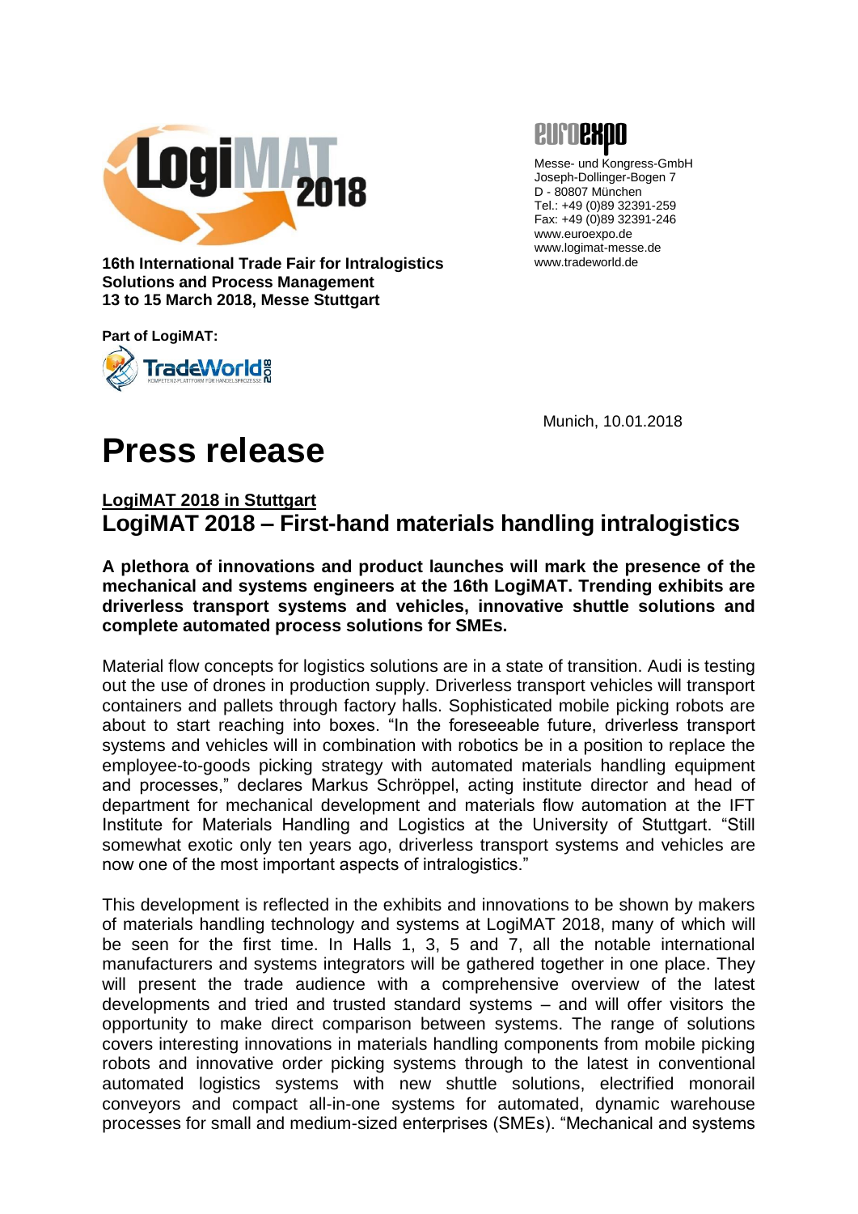16th International Trade Fair for Intralogistics Solutions and Process Management
13 to 15 March 2018, Messe Stuttgart

Part of LogiMAT:

Messe- und Kongress-GmbH
Joseph-Dollinger-Bogen 7
D - 80807 München
Tel.: +49 (0)89 32391-259
Fax: +49 (0)89 32391-246
www.euroexpo.de
www.logimat-messe.de
www.tradeworld.de

Munich, 10.01.2018

# Press release

**LogiMAT 2018 in Stuttgart**

## LogiMAT 2018 – First-hand materials handling intralogistics

**A plethora of innovations and product launches will mark the presence of the mechanical and systems engineers at the 16th LogiMAT. Trending exhibits are driverless transport systems and vehicles, innovative shuttle solutions and complete automated process solutions for SMEs.**

Material flow concepts for logistics solutions are in a state of transition. Audi is testing out the use of drones in production supply. Driverless transport vehicles will transport containers and pallets through factory halls. Sophisticated mobile picking robots are about to start reaching into boxes. "In the foreseeable future, driverless transport systems and vehicles will in combination with robotics be in a position to replace the employee-to-goods picking strategy with automated materials handling equipment and processes," declares Markus Schröppel, acting institute director and head of department for mechanical development and materials flow automation at the IFT Institute for Materials Handling and Logistics at the University of Stuttgart. "Still somewhat exotic only ten years ago, driverless transport systems and vehicles are now one of the most important aspects of intralogistics."

This development is reflected in the exhibits and innovations to be shown by makers of materials handling technology and systems at LogiMAT 2018, many of which will be seen for the first time. In Halls 1, 3, 5 and 7, all the notable international manufacturers and systems integrators will be gathered together in one place. They will present the trade audience with a comprehensive overview of the latest developments and tried and trusted standard systems – and will offer visitors the opportunity to make direct comparison between systems. The range of solutions covers interesting innovations in materials handling components from mobile picking robots and innovative order picking systems through to the latest in conventional automated logistics systems with new shuttle solutions, electrified monorail conveyors and compact all-in-one systems for automated, dynamic warehouse processes for small and medium-sized enterprises (SMEs). "Mechanical and systems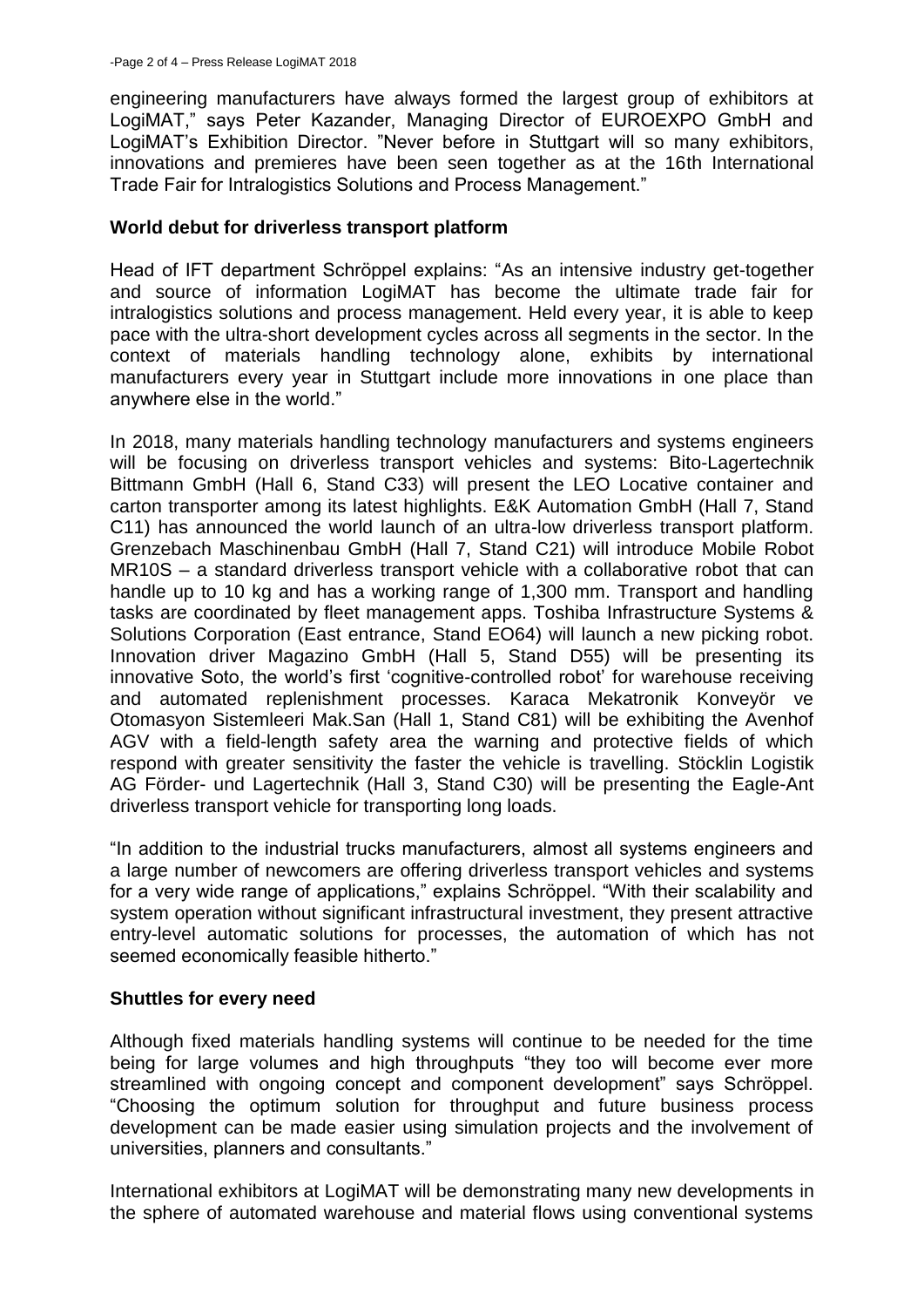engineering manufacturers have always formed the largest group of exhibitors at LogiMAT," says Peter Kazander, Managing Director of EUROEXPO GmbH and LogiMAT's Exhibition Director. "Never before in Stuttgart will so many exhibitors, innovations and premieres have been seen together as at the 16th International Trade Fair for Intralogistics Solutions and Process Management."

## World debut for driverless transport platform

Head of IFT department Schröppel explains: "As an intensive industry get-together and source of information LogiMAT has become the ultimate trade fair for intralogistics solutions and process management. Held every year, it is able to keep pace with the ultra-short development cycles across all segments in the sector. In the context of materials handling technology alone, exhibits by international manufacturers every year in Stuttgart include more innovations in one place than anywhere else in the world."

In 2018, many materials handling technology manufacturers and systems engineers will be focusing on driverless transport vehicles and systems: Bito-Lagertechnik Bittmann GmbH (Hall 6, Stand C33) will present the LEO Locative container and carton transporter among its latest highlights. E&K Automation GmbH (Hall 7, Stand C11) has announced the world launch of an ultra-low driverless transport platform. Grenzebach Maschinenbau GmbH (Hall 7, Stand C21) will introduce Mobile Robot MR10S – a standard driverless transport vehicle with a collaborative robot that can handle up to 10 kg and has a working range of 1,300 mm. Transport and handling tasks are coordinated by fleet management apps. Toshiba Infrastructure Systems & Solutions Corporation (East entrance, Stand EO64) will launch a new picking robot. Innovation driver Magazino GmbH (Hall 5, Stand D55) will be presenting its innovative Soto, the world's first 'cognitive-controlled robot' for warehouse receiving and automated replenishment processes. Karaca Mekatronik Konveyör ve Otomasyon Sistemleeri Mak.San (Hall 1, Stand C81) will be exhibiting the Avenhof AGV with a field-length safety area the warning and protective fields of which respond with greater sensitivity the faster the vehicle is travelling. Stöcklin Logistik AG Förder- und Lagertechnik (Hall 3, Stand C30) will be presenting the Eagle-Ant driverless transport vehicle for transporting long loads.

"In addition to the industrial trucks manufacturers, almost all systems engineers and a large number of newcomers are offering driverless transport vehicles and systems for a very wide range of applications," explains Schröppel. "With their scalability and system operation without significant infrastructural investment, they present attractive entry-level automatic solutions for processes, the automation of which has not seemed economically feasible hitherto."

## Shuttles for every need

Although fixed materials handling systems will continue to be needed for the time being for large volumes and high throughputs "they too will become ever more streamlined with ongoing concept and component development" says Schröppel. "Choosing the optimum solution for throughput and future business process development can be made easier using simulation projects and the involvement of universities, planners and consultants."

International exhibitors at LogiMAT will be demonstrating many new developments in the sphere of automated warehouse and material flows using conventional systems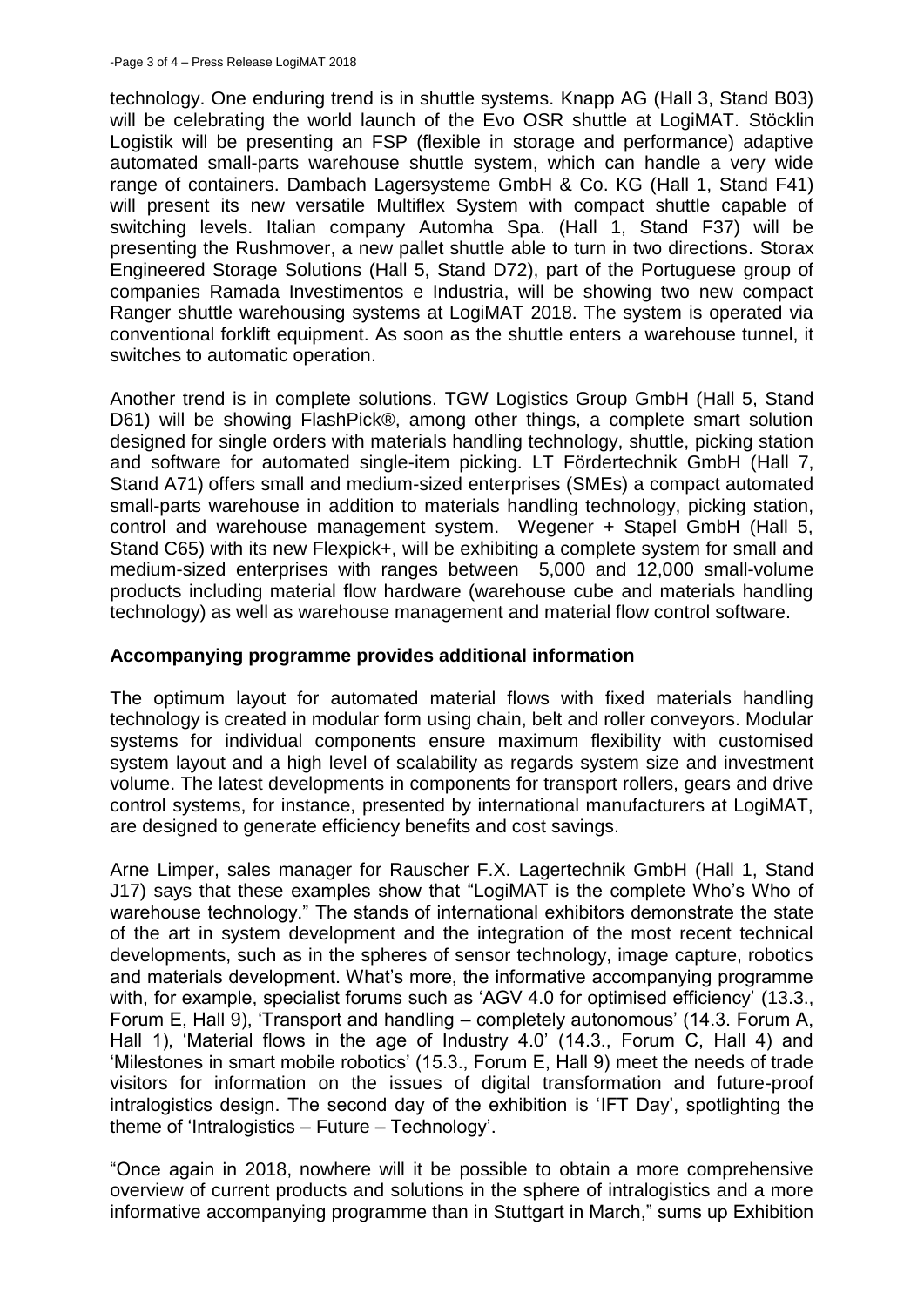technology. One enduring trend is in shuttle systems. Knapp AG (Hall 3, Stand B03) will be celebrating the world launch of the Evo OSR shuttle at LogiMAT. Stöcklin Logistik will be presenting an FSP (flexible in storage and performance) adaptive automated small-parts warehouse shuttle system, which can handle a very wide range of containers. Dambach Lagersysteme GmbH & Co. KG (Hall 1, Stand F41) will present its new versatile Multiflex System with compact shuttle capable of switching levels. Italian company Automha Spa. (Hall 1, Stand F37) will be presenting the Rushmover, a new pallet shuttle able to turn in two directions. Storax Engineered Storage Solutions (Hall 5, Stand D72), part of the Portuguese group of companies Ramada Investimentos e Industria, will be showing two new compact Ranger shuttle warehousing systems at LogiMAT 2018. The system is operated via conventional forklift equipment. As soon as the shuttle enters a warehouse tunnel, it switches to automatic operation.

Another trend is in complete solutions. TGW Logistics Group GmbH (Hall 5, Stand D61) will be showing FlashPick®, among other things, a complete smart solution designed for single orders with materials handling technology, shuttle, picking station and software for automated single-item picking. LT Fördertechnik GmbH (Hall 7, Stand A71) offers small and medium-sized enterprises (SMEs) a compact automated small-parts warehouse in addition to materials handling technology, picking station, control and warehouse management system. Wegener + Stapel GmbH (Hall 5, Stand C65) with its new Flexpick+, will be exhibiting a complete system for small and medium-sized enterprises with ranges between 5,000 and 12,000 small-volume products including material flow hardware (warehouse cube and materials handling technology) as well as warehouse management and material flow control software.

**Accompanying programme provides additional information**

The optimum layout for automated material flows with fixed materials handling technology is created in modular form using chain, belt and roller conveyors. Modular systems for individual components ensure maximum flexibility with customised system layout and a high level of scalability as regards system size and investment volume. The latest developments in components for transport rollers, gears and drive control systems, for instance, presented by international manufacturers at LogiMAT, are designed to generate efficiency benefits and cost savings.

Arne Limper, sales manager for Rauscher F.X. Lagertechnik GmbH (Hall 1, Stand J17) says that these examples show that "LogiMAT is the complete Who's Who of warehouse technology." The stands of international exhibitors demonstrate the state of the art in system development and the integration of the most recent technical developments, such as in the spheres of sensor technology, image capture, robotics and materials development. What's more, the informative accompanying programme with, for example, specialist forums such as 'AGV 4.0 for optimised efficiency' (13.3., Forum E, Hall 9), 'Transport and handling – completely autonomous' (14.3. Forum A, Hall 1), 'Material flows in the age of Industry 4.0' (14.3., Forum C, Hall 4) and 'Milestones in smart mobile robotics' (15.3., Forum E, Hall 9) meet the needs of trade visitors for information on the issues of digital transformation and future-proof intralogistics design. The second day of the exhibition is 'IFT Day', spotlighting the theme of 'Intralogistics – Future – Technology'.

"Once again in 2018, nowhere will it be possible to obtain a more comprehensive overview of current products and solutions in the sphere of intralogistics and a more informative accompanying programme than in Stuttgart in March," sums up Exhibition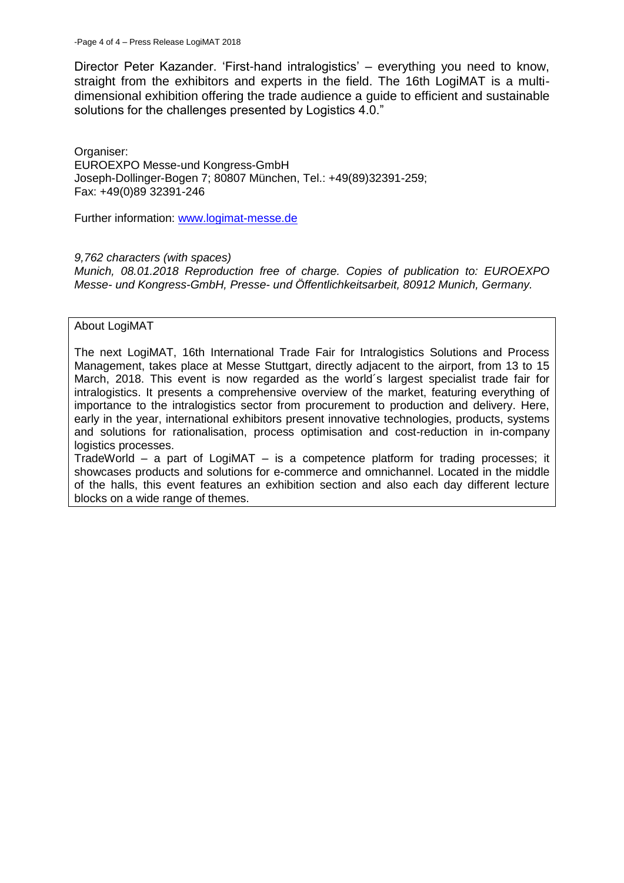Director Peter Kazander. 'First-hand intralogistics' – everything you need to know, straight from the exhibitors and experts in the field. The 16th LogiMAT is a multi-dimensional exhibition offering the trade audience a guide to efficient and sustainable solutions for the challenges presented by Logistics 4.0."

Organiser:
EUROEXPO Messe-und Kongress-GmbH
Joseph-Dollinger-Bogen 7; 80807 München, Tel.: +49(89)32391-259;
Fax: +49(0)89 32391-246

Further information: www.logimat-messe.de

*9,762 characters (with spaces)*
*Munich, 08.01.2018 Reproduction free of charge. Copies of publication to: EUROEXPO Messe- und Kongress-GmbH, Presse- und Öffentlichkeitsarbeit, 80912 Munich, Germany.*

**About LogiMAT**

The next LogiMAT, 16th International Trade Fair for Intralogistics Solutions and Process Management, takes place at Messe Stuttgart, directly adjacent to the airport, from 13 to 15 March, 2018. This event is now regarded as the world´s largest specialist trade fair for intralogistics. It presents a comprehensive overview of the market, featuring everything of importance to the intralogistics sector from procurement to production and delivery. Here, early in the year, international exhibitors present innovative technologies, products, systems and solutions for rationalisation, process optimisation and cost-reduction in in-company logistics processes.

TradeWorld – a part of LogiMAT – is a competence platform for trading processes; it showcases products and solutions for e-commerce and omnichannel. Located in the middle of the halls, this event features an exhibition section and also each day different lecture blocks on a wide range of themes.